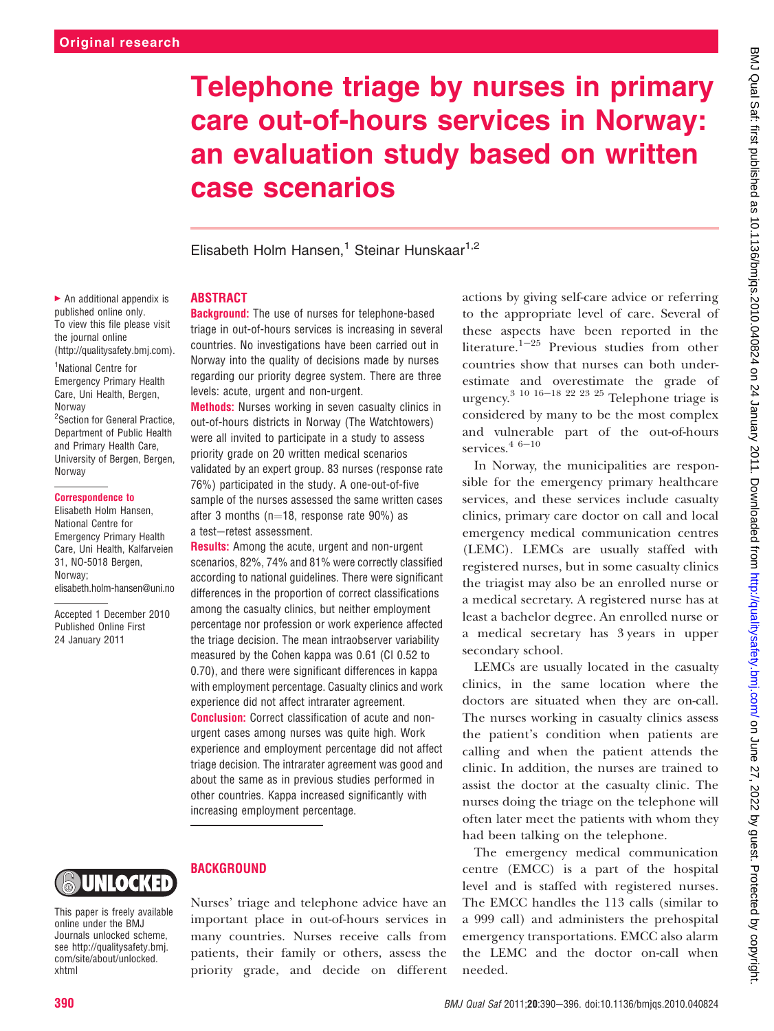Original research

# Telephone triage by nurses in primary care out-of-hours services in Norway: an evaluation study based on written case scenarios

Elisabeth Holm Hansen,[1] Steinar Hunskaar[1,2]

▸ An additional appendix is published online only. To view this file please visit the journal online (http://qualitysafety.bmj.com).

[1]National Centre for Emergency Primary Health Care, Uni Health, Bergen, Norway
[2]Section for General Practice, Department of Public Health and Primary Health Care, University of Bergen, Bergen, Norway

**Correspondence to**
Elisabeth Holm Hansen, National Centre for Emergency Primary Health Care, Uni Health, Kalfarveien 31, NO-5018 Bergen, Norway; elisabeth.holm-hansen@uni.no

Accepted 1 December 2010
Published Online First 24 January 2011

This paper is freely available online under the BMJ Journals unlocked scheme, see http://qualitysafety.bmj.com/site/about/unlocked.xhtml

## ABSTRACT

**Background:** The use of nurses for telephone-based triage in out-of-hours services is increasing in several countries. No investigations have been carried out in Norway into the quality of decisions made by nurses regarding our priority degree system. There are three levels: acute, urgent and non-urgent.

**Methods:** Nurses working in seven casualty clinics in out-of-hours districts in Norway (The Watchtowers) were all invited to participate in a study to assess priority grade on 20 written medical scenarios validated by an expert group. 83 nurses (response rate 76%) participated in the study. A one-out-of-five sample of the nurses assessed the same written cases after 3 months (n=18, response rate 90%) as a test−retest assessment.

**Results:** Among the acute, urgent and non-urgent scenarios, 82%, 74% and 81% were correctly classified according to national guidelines. There were significant differences in the proportion of correct classifications among the casualty clinics, but neither employment percentage nor profession or work experience affected the triage decision. The mean intraobserver variability measured by the Cohen kappa was 0.61 (CI 0.52 to 0.70), and there were significant differences in kappa with employment percentage. Casualty clinics and work experience did not affect intrarater agreement.

**Conclusion:** Correct classification of acute and non-urgent cases among nurses was quite high. Work experience and employment percentage did not affect triage decision. The intrarater agreement was good and about the same as in previous studies performed in other countries. Kappa increased significantly with increasing employment percentage.

## BACKGROUND

Nurses' triage and telephone advice have an important place in out-of-hours services in many countries. Nurses receive calls from patients, their family or others, assess the priority grade, and decide on different actions by giving self-care advice or referring to the appropriate level of care. Several of these aspects have been reported in the literature.[1−25] Previous studies from other countries show that nurses can both underestimate and overestimate the grade of urgency.[3 10 16−18 22 23 25] Telephone triage is considered by many to be the most complex and vulnerable part of the out-of-hours services.[4 6−10]

In Norway, the municipalities are responsible for the emergency primary healthcare services, and these services include casualty clinics, primary care doctor on call and local emergency medical communication centres (LEMC). LEMCs are usually staffed with registered nurses, but in some casualty clinics the triagist may also be an enrolled nurse or a medical secretary. A registered nurse has at least a bachelor degree. An enrolled nurse or a medical secretary has 3 years in upper secondary school.

LEMCs are usually located in the casualty clinics, in the same location where the doctors are situated when they are on-call. The nurses working in casualty clinics assess the patient's condition when patients are calling and when the patient attends the clinic. In addition, the nurses are trained to assist the doctor at the casualty clinic. The nurses doing the triage on the telephone will often later meet the patients with whom they had been talking on the telephone.

The emergency medical communication centre (EMCC) is a part of the hospital level and is staffed with registered nurses. The EMCC handles the 113 calls (similar to a 999 call) and administers the prehospital emergency transportations. EMCC also alarm the LEMC and the doctor on-call when needed.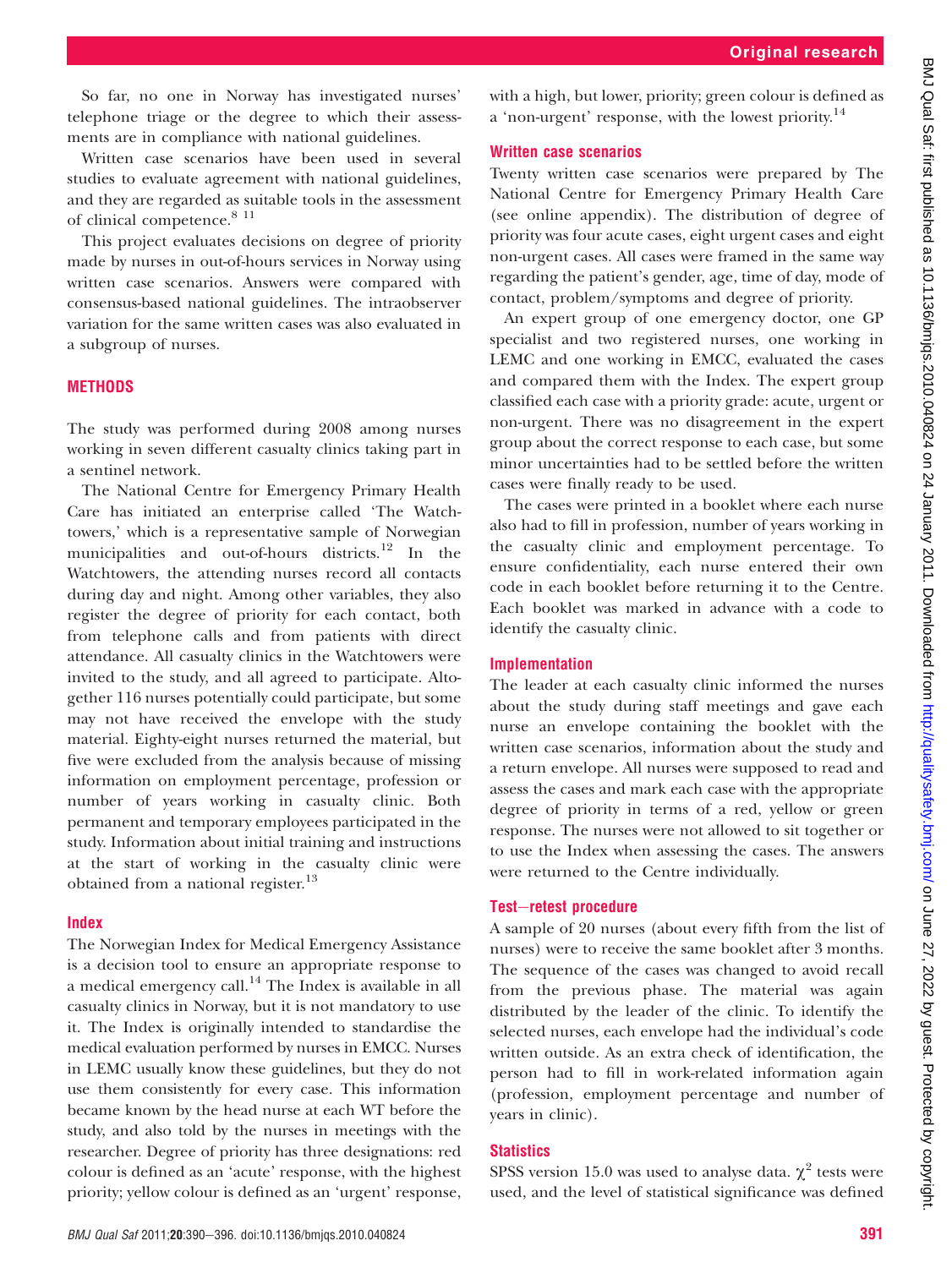So far, no one in Norway has investigated nurses' telephone triage or the degree to which their assessments are in compliance with national guidelines.

Written case scenarios have been used in several studies to evaluate agreement with national guidelines, and they are regarded as suitable tools in the assessment of clinical competence.[8 11]

This project evaluates decisions on degree of priority made by nurses in out-of-hours services in Norway using written case scenarios. Answers were compared with consensus-based national guidelines. The intraobserver variation for the same written cases was also evaluated in a subgroup of nurses.

## METHODS

The study was performed during 2008 among nurses working in seven different casualty clinics taking part in a sentinel network.

The National Centre for Emergency Primary Health Care has initiated an enterprise called 'The Watchtowers,' which is a representative sample of Norwegian municipalities and out-of-hours districts.[12] In the Watchtowers, the attending nurses record all contacts during day and night. Among other variables, they also register the degree of priority for each contact, both from telephone calls and from patients with direct attendance. All casualty clinics in the Watchtowers were invited to the study, and all agreed to participate. Altogether 116 nurses potentially could participate, but some may not have received the envelope with the study material. Eighty-eight nurses returned the material, but five were excluded from the analysis because of missing information on employment percentage, profession or number of years working in casualty clinic. Both permanent and temporary employees participated in the study. Information about initial training and instructions at the start of working in the casualty clinic were obtained from a national register.[13]

### Index

The Norwegian Index for Medical Emergency Assistance is a decision tool to ensure an appropriate response to a medical emergency call.[14] The Index is available in all casualty clinics in Norway, but it is not mandatory to use it. The Index is originally intended to standardise the medical evaluation performed by nurses in EMCC. Nurses in LEMC usually know these guidelines, but they do not use them consistently for every case. This information became known by the head nurse at each WT before the study, and also told by the nurses in meetings with the researcher. Degree of priority has three designations: red colour is defined as an 'acute' response, with the highest priority; yellow colour is defined as an 'urgent' response, with a high, but lower, priority; green colour is defined as a 'non-urgent' response, with the lowest priority.[14]

### Written case scenarios

Twenty written case scenarios were prepared by The National Centre for Emergency Primary Health Care (see online appendix). The distribution of degree of priority was four acute cases, eight urgent cases and eight non-urgent cases. All cases were framed in the same way regarding the patient's gender, age, time of day, mode of contact, problem/symptoms and degree of priority.

An expert group of one emergency doctor, one GP specialist and two registered nurses, one working in LEMC and one working in EMCC, evaluated the cases and compared them with the Index. The expert group classified each case with a priority grade: acute, urgent or non-urgent. There was no disagreement in the expert group about the correct response to each case, but some minor uncertainties had to be settled before the written cases were finally ready to be used.

The cases were printed in a booklet where each nurse also had to fill in profession, number of years working in the casualty clinic and employment percentage. To ensure confidentiality, each nurse entered their own code in each booklet before returning it to the Centre. Each booklet was marked in advance with a code to identify the casualty clinic.

### Implementation

The leader at each casualty clinic informed the nurses about the study during staff meetings and gave each nurse an envelope containing the booklet with the written case scenarios, information about the study and a return envelope. All nurses were supposed to read and assess the cases and mark each case with the appropriate degree of priority in terms of a red, yellow or green response. The nurses were not allowed to sit together or to use the Index when assessing the cases. The answers were returned to the Centre individually.

### Test–retest procedure

A sample of 20 nurses (about every fifth from the list of nurses) were to receive the same booklet after 3 months. The sequence of the cases was changed to avoid recall from the previous phase. The material was again distributed by the leader of the clinic. To identify the selected nurses, each envelope had the individual's code written outside. As an extra check of identification, the person had to fill in work-related information again (profession, employment percentage and number of years in clinic).

### Statistics

SPSS version 15.0 was used to analyse data. $\chi^2$ tests were used, and the level of statistical significance was defined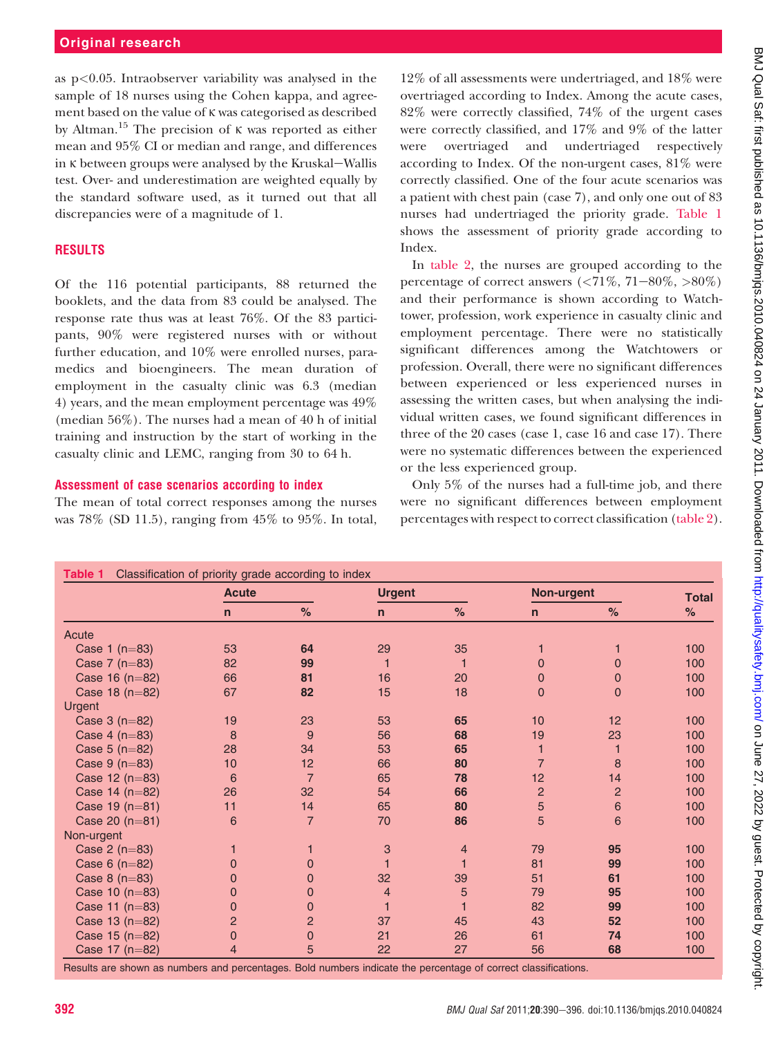as p<0.05. Intraobserver variability was analysed in the sample of 18 nurses using the Cohen kappa, and agreement based on the value of κ was categorised as described by Altman.[15] The precision of κ was reported as either mean and 95% CI or median and range, and differences in κ between groups were analysed by the Kruskal–Wallis test. Over- and underestimation are weighted equally by the standard software used, as it turned out that all discrepancies were of a magnitude of 1.

## RESULTS

Of the 116 potential participants, 88 returned the booklets, and the data from 83 could be analysed. The response rate thus was at least 76%. Of the 83 participants, 90% were registered nurses with or without further education, and 10% were enrolled nurses, paramedics and bioengineers. The mean duration of employment in the casualty clinic was 6.3 (median 4) years, and the mean employment percentage was 49% (median 56%). The nurses had a mean of 40 h of initial training and instruction by the start of working in the casualty clinic and LEMC, ranging from 30 to 64 h.

### Assessment of case scenarios according to index

The mean of total correct responses among the nurses was 78% (SD 11.5), ranging from 45% to 95%. In total, 12% of all assessments were undertriaged, and 18% were overtriaged according to Index. Among the acute cases, 82% were correctly classified, 74% of the urgent cases were correctly classified, and 17% and 9% of the latter were overtriaged and undertriaged respectively according to Index. Of the non-urgent cases, 81% were correctly classified. One of the four acute scenarios was a patient with chest pain (case 7), and only one out of 83 nurses had undertriaged the priority grade. Table 1 shows the assessment of priority grade according to Index.

In table 2, the nurses are grouped according to the percentage of correct answers (<71%, 71–80%, >80%) and their performance is shown according to Watchtower, profession, work experience in casualty clinic and employment percentage. There were no statistically significant differences among the Watchtowers or profession. Overall, there were no significant differences between experienced or less experienced nurses in assessing the written cases, but when analysing the individual written cases, we found significant differences in three of the 20 cases (case 1, case 16 and case 17). There were no systematic differences between the experienced or the less experienced group.

Only 5% of the nurses had a full-time job, and there were no significant differences between employment percentages with respect to correct classification (table 2).

**Table 1** Classification of priority grade according to index

| | Acute | | Urgent | | Non-urgent | | Total |
|---|---|---|---|---|---|---|---|
| | n | % | n | % | n | % | % |
| Acute | | | | | | | |
| Case 1 (n=83) | 53 | **64** | 29 | 35 | 1 | 1 | 100 |
| Case 7 (n=83) | 82 | **99** | 1 | 1 | 0 | 0 | 100 |
| Case 16 (n=82) | 66 | **81** | 16 | 20 | 0 | 0 | 100 |
| Case 18 (n=82) | 67 | **82** | 15 | 18 | 0 | 0 | 100 |
| Urgent | | | | | | | |
| Case 3 (n=82) | 19 | 23 | 53 | **65** | 10 | 12 | 100 |
| Case 4 (n=83) | 8 | 9 | 56 | **68** | 19 | 23 | 100 |
| Case 5 (n=82) | 28 | 34 | 53 | **65** | 1 | 1 | 100 |
| Case 9 (n=83) | 10 | 12 | 66 | **80** | 7 | 8 | 100 |
| Case 12 (n=83) | 6 | 7 | 65 | **78** | 12 | 14 | 100 |
| Case 14 (n=82) | 26 | 32 | 54 | **66** | 2 | 2 | 100 |
| Case 19 (n=81) | 11 | 14 | 65 | **80** | 5 | 6 | 100 |
| Case 20 (n=81) | 6 | 7 | 70 | **86** | 5 | 6 | 100 |
| Non-urgent | | | | | | | |
| Case 2 (n=83) | 1 | 1 | 3 | 4 | 79 | **95** | 100 |
| Case 6 (n=82) | 0 | 0 | 1 | 1 | 81 | **99** | 100 |
| Case 8 (n=83) | 0 | 0 | 32 | 39 | 51 | **61** | 100 |
| Case 10 (n=83) | 0 | 0 | 4 | 5 | 79 | **95** | 100 |
| Case 11 (n=83) | 0 | 0 | 1 | 1 | 82 | **99** | 100 |
| Case 13 (n=82) | 2 | 2 | 37 | 45 | 43 | **52** | 100 |
| Case 15 (n=82) | 0 | 0 | 21 | 26 | 61 | **74** | 100 |
| Case 17 (n=82) | 4 | 5 | 22 | 27 | 56 | **68** | 100 |

Results are shown as numbers and percentages. Bold numbers indicate the percentage of correct classifications.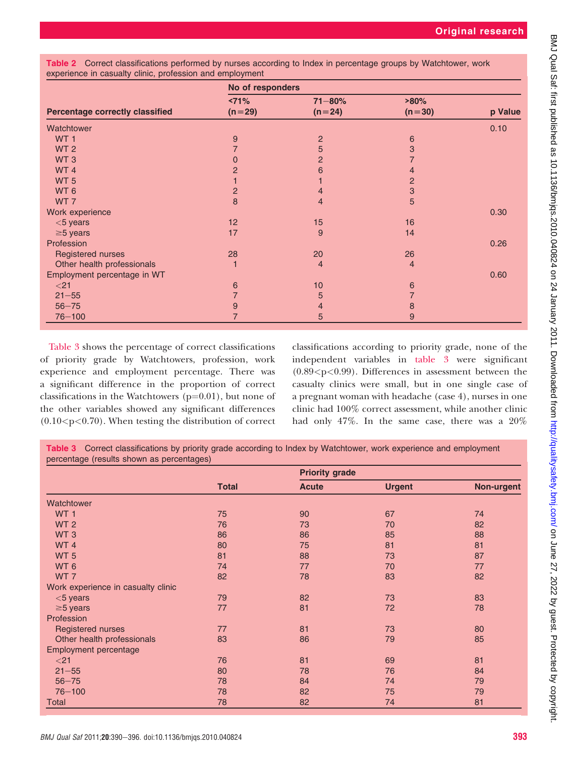**Table 2** Correct classifications performed by nurses according to Index in percentage groups by Watchtower, work experience in casualty clinic, profession and employment

| | No of responders | | | |
|---|---|---|---|---|
| **Percentage correctly classified** | **<71% (n=29)** | **71–80% (n=24)** | **>80% (n=30)** | **p Value** |
| Watchtower | | | | 0.10 |
| WT 1 | 9 | 2 | 6 | |
| WT 2 | 7 | 5 | 3 | |
| WT 3 | 0 | 2 | 7 | |
| WT 4 | 2 | 6 | 4 | |
| WT 5 | 1 | 1 | 2 | |
| WT 6 | 2 | 4 | 3 | |
| WT 7 | 8 | 4 | 5 | |
| Work experience | | | | 0.30 |
| <5 years | 12 | 15 | 16 | |
| ≥5 years | 17 | 9 | 14 | |
| Profession | | | | 0.26 |
| Registered nurses | 28 | 20 | 26 | |
| Other health professionals | 1 | 4 | 4 | |
| Employment percentage in WT | | | | 0.60 |
| <21 | 6 | 10 | 6 | |
| 21–55 | 7 | 5 | 7 | |
| 56–75 | 9 | 4 | 8 | |
| 76–100 | 7 | 5 | 9 | |

Table 3 shows the percentage of correct classifications of priority grade by Watchtowers, profession, work experience and employment percentage. There was a significant difference in the proportion of correct classifications in the Watchtowers ($p=0.01$), but none of the other variables showed any significant differences ($0.10<p<0.70$). When testing the distribution of correct classifications according to priority grade, none of the independent variables in table 3 were significant ($0.89<p<0.99$). Differences in assessment between the casualty clinics were small, but in one single case of a pregnant woman with headache (case 4), nurses in one clinic had 100% correct assessment, while another clinic had only 47%. In the same case, there was a 20%

**Table 3** Correct classifications by priority grade according to Index by Watchtower, work experience and employment percentage (results shown as percentages)

| | | Priority grade | | |
|---|---|---|---|---|
| | **Total** | **Acute** | **Urgent** | **Non-urgent** |
| Watchtower | | | | |
| WT 1 | 75 | 90 | 67 | 74 |
| WT 2 | 76 | 73 | 70 | 82 |
| WT 3 | 86 | 86 | 85 | 88 |
| WT 4 | 80 | 75 | 81 | 81 |
| WT 5 | 81 | 88 | 73 | 87 |
| WT 6 | 74 | 77 | 70 | 77 |
| WT 7 | 82 | 78 | 83 | 82 |
| Work experience in casualty clinic | | | | |
| <5 years | 79 | 82 | 73 | 83 |
| ≥5 years | 77 | 81 | 72 | 78 |
| Profession | | | | |
| Registered nurses | 77 | 81 | 73 | 80 |
| Other health professionals | 83 | 86 | 79 | 85 |
| Employment percentage | | | | |
| <21 | 76 | 81 | 69 | 81 |
| 21–55 | 80 | 78 | 76 | 84 |
| 56–75 | 78 | 84 | 74 | 79 |
| 76–100 | 78 | 82 | 75 | 79 |
| Total | 78 | 82 | 74 | 81 |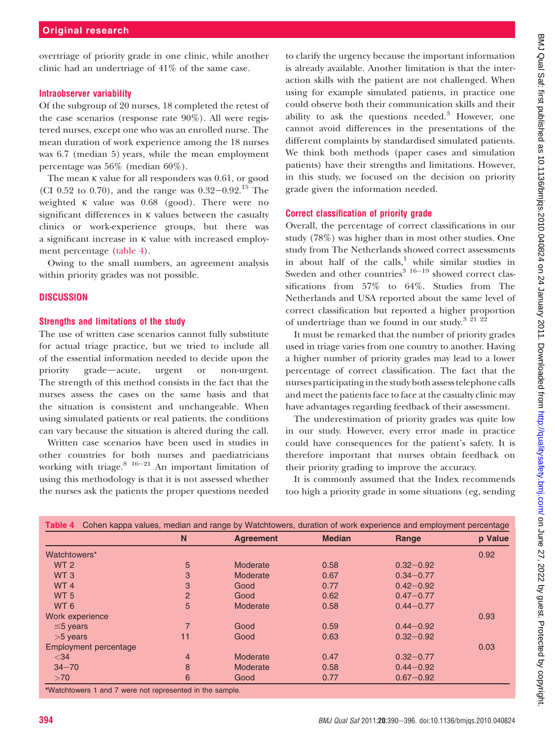overtriage of priority grade in one clinic, while another clinic had an undertriage of 41% of the same case.

### Intraobserver variability

Of the subgroup of 20 nurses, 18 completed the retest of the case scenarios (response rate 90%). All were registered nurses, except one who was an enrolled nurse. The mean duration of work experience among the 18 nurses was 6.7 (median 5) years, while the mean employment percentage was 56% (median 60%).

The mean κ value for all responders was 0.61, or good (CI 0.52 to 0.70), and the range was 0.32–0.92.[15] The weighted κ value was 0.68 (good). There were no significant differences in κ values between the casualty clinics or work-experience groups, but there was a significant increase in κ value with increased employment percentage (table 4).

Owing to the small numbers, an agreement analysis within priority grades was not possible.

## DISCUSSION

### Strengths and limitations of the study

The use of written case scenarios cannot fully substitute for actual triage practice, but we tried to include all of the essential information needed to decide upon the priority grade—acute, urgent or non-urgent. The strength of this method consists in the fact that the nurses assess the cases on the same basis and that the situation is consistent and unchangeable. When using simulated patients or real patients, the conditions can vary because the situation is altered during the call.

Written case scenarios have been used in studies in other countries for both nurses and paediatricians working with triage.[8 16–21] An important limitation of using this methodology is that it is not assessed whether the nurses ask the patients the proper questions needed to clarify the urgency because the important information is already available. Another limitation is that the interaction skills with the patient are not challenged. When using for example simulated patients, in practice one could observe both their communication skills and their ability to ask the questions needed.[3] However, one cannot avoid differences in the presentations of the different complaints by standardised simulated patients. We think both methods (paper cases and simulation patients) have their strengths and limitations. However, in this study, we focused on the decision on priority grade given the information needed.

### Correct classification of priority grade

Overall, the percentage of correct classifications in our study (78%) was higher than in most other studies. One study from The Netherlands showed correct assessments in about half of the calls,[1] while similar studies in Sweden and other countries[3 16–19] showed correct classifications from 57% to 64%. Studies from The Netherlands and USA reported about the same level of correct classification but reported a higher proportion of undertriage than we found in our study.[3 21 22]

It must be remarked that the number of priority grades used in triage varies from one country to another. Having a higher number of priority grades may lead to a lower percentage of correct classification. The fact that the nurses participating in the study both assess telephone calls and meet the patients face to face at the casualty clinic may have advantages regarding feedback of their assessment.

The underestimation of priority grades was quite low in our study. However, every error made in practice could have consequences for the patient's safety. It is therefore important that nurses obtain feedback on their priority grading to improve the accuracy.

It is commonly assumed that the Index recommends too high a priority grade in some situations (eg, sending

**Table 4** Cohen kappa values, median and range by Watchtowers, duration of work experience and employment percentage

| | N | Agreement | Median | Range | p Value |
|---|---|---|---|---|---|
| Watchtowers* | | | | | 0.92 |
| WT 2 | 5 | Moderate | 0.58 | 0.32–0.92 | |
| WT 3 | 3 | Moderate | 0.67 | 0.34–0.77 | |
| WT 4 | 3 | Good | 0.77 | 0.42–0.92 | |
| WT 5 | 2 | Good | 0.62 | 0.47–0.77 | |
| WT 6 | 5 | Moderate | 0.58 | 0.44–0.77 | |
| Work experience | | | | | 0.93 |
| ≤5 years | 7 | Good | 0.59 | 0.44–0.92 | |
| >5 years | 11 | Good | 0.63 | 0.32–0.92 | |
| Employment percentage | | | | | 0.03 |
| <34 | 4 | Moderate | 0.47 | 0.32–0.77 | |
| 34–70 | 8 | Moderate | 0.58 | 0.44–0.92 | |
| >70 | 6 | Good | 0.77 | 0.67–0.92 | |

*Watchtowers 1 and 7 were not represented in the sample.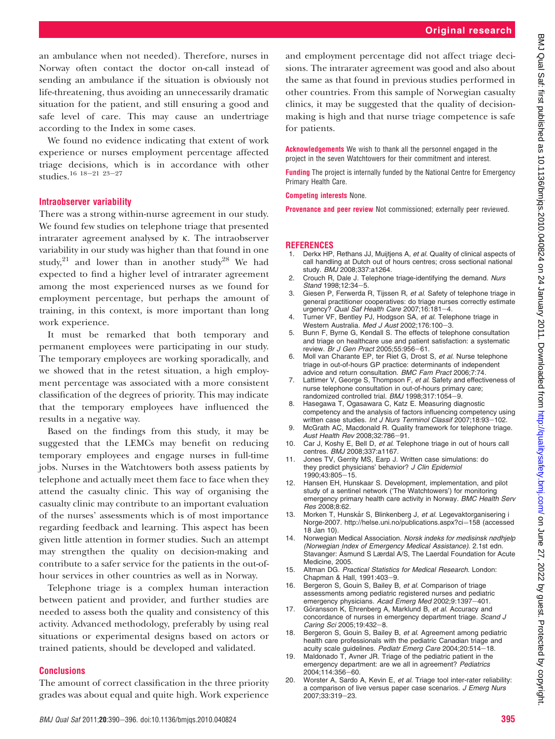an ambulance when not needed). Therefore, nurses in Norway often contact the doctor on-call instead of sending an ambulance if the situation is obviously not life-threatening, thus avoiding an unnecessarily dramatic situation for the patient, and still ensuring a good and safe level of care. This may cause an undertriage according to the Index in some cases.

We found no evidence indicating that extent of work experience or nurses employment percentage affected triage decisions, which is in accordance with other studies.[16 18–21 23–27]

### Intraobserver variability

There was a strong within-nurse agreement in our study. We found few studies on telephone triage that presented intrarater agreement analysed by κ. The intraobserver variability in our study was higher than that found in one study,[21] and lower than in another study[28] We had expected to find a higher level of intrarater agreement among the most experienced nurses as we found for employment percentage, but perhaps the amount of training, in this context, is more important than long work experience.

It must be remarked that both temporary and permanent employees were participating in our study. The temporary employees are working sporadically, and we showed that in the retest situation, a high employment percentage was associated with a more consistent classification of the degrees of priority. This may indicate that the temporary employees have influenced the results in a negative way.

Based on the findings from this study, it may be suggested that the LEMCs may benefit on reducing temporary employees and engage nurses in full-time jobs. Nurses in the Watchtowers both assess patients by telephone and actually meet them face to face when they attend the casualty clinic. This way of organising the casualty clinic may contribute to an important evaluation of the nurses' assessments which is of most importance regarding feedback and learning. This aspect has been given little attention in former studies. Such an attempt may strengthen the quality on decision-making and contribute to a safer service for the patients in the out-of-hour services in other countries as well as in Norway.

Telephone triage is a complex human interaction between patient and provider, and further studies are needed to assess both the quality and consistency of this activity. Advanced methodology, preferably by using real situations or experimental designs based on actors or trained patients, should be developed and validated.

## Conclusions

The amount of correct classification in the three priority grades was about equal and quite high. Work experience and employment percentage did not affect triage decisions. The intrarater agreement was good and also about the same as that found in previous studies performed in other countries. From this sample of Norwegian casualty clinics, it may be suggested that the quality of decision-making is high and that nurse triage competence is safe for patients.

**Acknowledgements** We wish to thank all the personnel engaged in the project in the seven Watchtowers for their commitment and interest.

**Funding** The project is internally funded by the National Centre for Emergency Primary Health Care.

**Competing interests** None.

**Provenance and peer review** Not commissioned; externally peer reviewed.

## REFERENCES

1. Derkx HP, Rethans JJ, Muijtjens A, *et al*. Quality of clinical aspects of call handling at Dutch out of hours centres; cross sectional national study. *BMJ* 2008;337:a1264.
2. Crouch R, Dale J. Telephone triage-identifying the demand. *Nurs Stand* 1998;12:34–5.
3. Giesen P, Ferwerda R, Tijssen R, *et al*. Safety of telephone triage in general practitioner cooperatives: do triage nurses correctly estimate urgency? *Qual Saf Health Care* 2007;16:181–4.
4. Turner VF, Bentley PJ, Hodgson SA, *et al*. Telephone triage in Western Australia. *Med J Aust* 2002;176:100–3.
5. Bunn F, Byrne G, Kendall S. The effects of telephone consultation and triage on healthcare use and patient satisfaction: a systematic review. *Br J Gen Pract* 2005;55:956–61.
6. Moll van Charante EP, ter Riet G, Drost S, *et al*. Nurse telephone triage in out-of-hours GP practice: determinants of independent advice and return consultation. *BMC Fam Pract* 2006;7:74.
7. Lattimer V, George S, Thompson F, *et al*. Safety and effectiveness of nurse telephone consultation in out-of-hours primary care; randomized controlled trial. *BMJ* 1998;317:1054–9.
8. Hasegawa T, Ogasawara C, Katz E. Measuring diagnostic competency and the analysis of factors influencing competency using written case studies. *Int J Nurs Terminol Classif* 2007;18:93–102.
9. McGrath AC, Macdonald R. Quality framework for telephone triage. *Aust Health Rev* 2008;32:786–91.
10. Car J, Koshy E, Bell D, *et al*. Telephone triage in out of hours call centres. *BMJ* 2008;337:a1167.
11. Jones TV, Gerrity MS, Earp J. Written case simulations: do they predict physicians' behavior? *J Clin Epidemiol* 1990;43:805–15.
12. Hansen EH, Hunskaar S. Development, implementation, and pilot study of a sentinel network ('The Watchtowers') for monitoring emergency primary health care activity in Norway. *BMC Health Serv Res* 2008;8:62.
13. Morken T, Hunskår S, Blinkenberg J, *et al*. Legevaktorganisering i Norge-2007. http://helse.uni.no/publications.aspx?ci=158 (accessed 18 Jan 10).
14. Norwegian Medical Association. *Norsk indeks for medisinsk nødhjelp (Norwegian Index of Emergency Medical Assistance)*. 2.1st edn. Stavanger: Åsmund S Lærdal A/S, The Laerdal Foundation for Acute Medicine, 2005.
15. Altman DG. *Practical Statistics for Medical Research*. London: Chapman & Hall, 1991:403–9.
16. Bergeron S, Gouin S, Bailey B, *et al*. Comparison of triage assessments among pediatric registered nurses and pediatric emergency physicians. *Acad Emerg Med* 2002;9:1397–401.
17. Göransson K, Ehrenberg A, Marklund B, *et al*. Accuracy and concordance of nurses in emergency department triage. *Scand J Caring Sci* 2005;19:432–8.
18. Bergeron S, Gouin S, Bailey B, *et al*. Agreement among pediatric health care professionals with the pediatric Canadian triage and acuity scale guidelines. *Pediatr Emerg Care* 2004;20:514–18.
19. Maldonado T, Avner JR. Triage of the pediatric patient in the emergency department: are we all in agreement? *Pediatrics* 2004;114:356–60.
20. Worster A, Sardo A, Kevin E, *et al*. Triage tool inter-rater reliability: a comparison of live versus paper case scenarios. *J Emerg Nurs* 2007;33:319–23.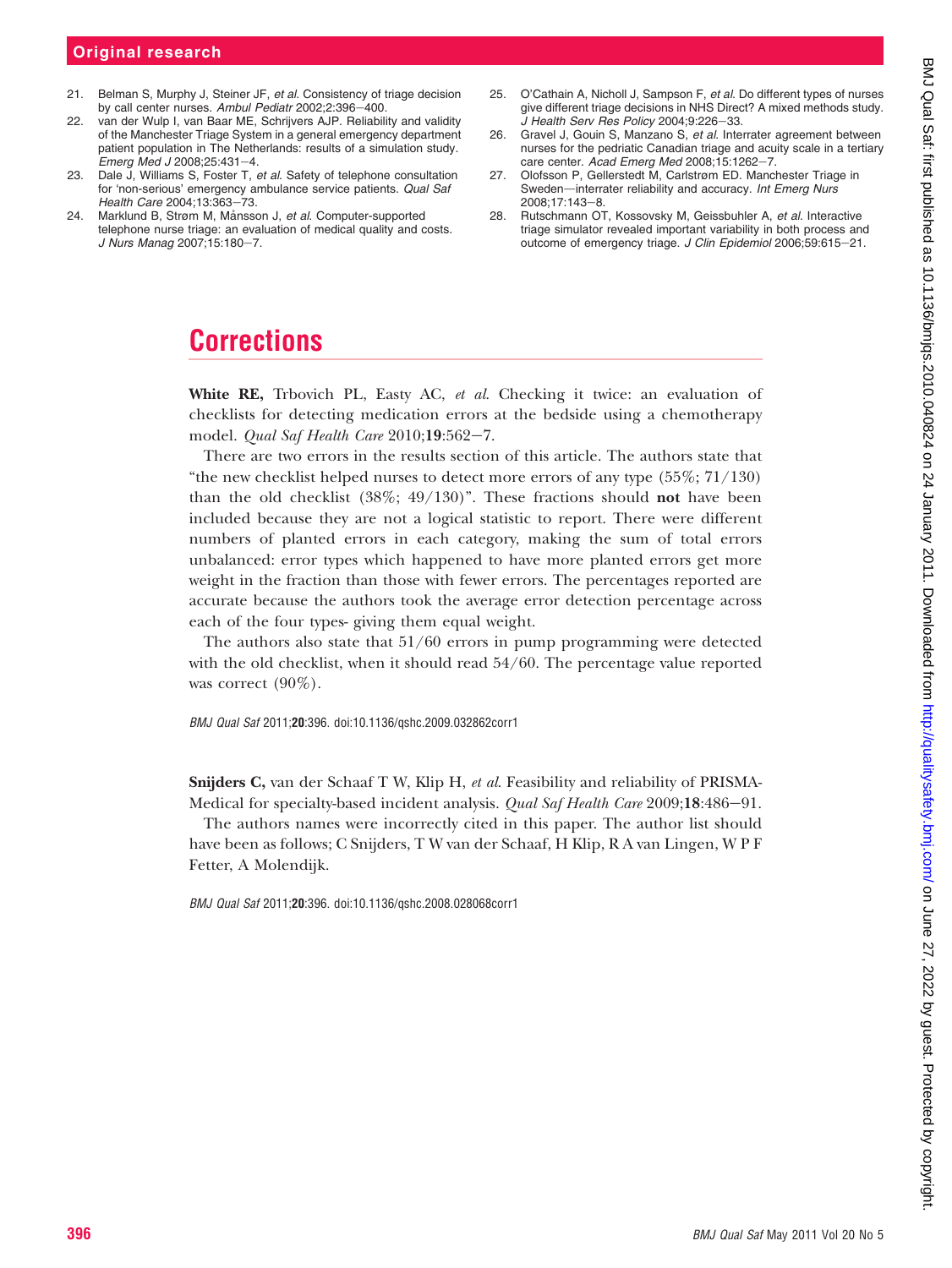21. Belman S, Murphy J, Steiner JF, *et al.* Consistency of triage decision by call center nurses. *Ambul Pediatr* 2002;2:396–400.
22. van der Wulp I, van Baar ME, Schrijvers AJP. Reliability and validity of the Manchester Triage System in a general emergency department patient population in The Netherlands: results of a simulation study. *Emerg Med J* 2008;25:431–4.
23. Dale J, Williams S, Foster T, *et al.* Safety of telephone consultation for 'non-serious' emergency ambulance service patients. *Qual Saf Health Care* 2004;13:363–73.
24. Marklund B, Strøm M, Månsson J, *et al.* Computer-supported telephone nurse triage: an evaluation of medical quality and costs. *J Nurs Manag* 2007;15:180–7.
25. O'Cathain A, Nicholl J, Sampson F, *et al.* Do different types of nurses give different triage decisions in NHS Direct? A mixed methods study. *J Health Serv Res Policy* 2004;9:226–33.
26. Gravel J, Gouin S, Manzano S, *et al.* Interrater agreement between nurses for the pediatric Canadian triage and acuity scale in a tertiary care center. *Acad Emerg Med* 2008;15:1262–7.
27. Olofsson P, Gellerstedt M, Carlstrøm ED. Manchester Triage in Sweden—interrater reliability and accuracy. *Int Emerg Nurs* 2008;17:143–8.
28. Rutschmann OT, Kossovsky M, Geissbuhler A, *et al.* Interactive triage simulator revealed important variability in both process and outcome of emergency triage. *J Clin Epidemiol* 2006;59:615–21.

# Corrections

**White RE,** Trbovich PL, Easty AC, *et al.* Checking it twice: an evaluation of checklists for detecting medication errors at the bedside using a chemotherapy model. *Qual Saf Health Care* 2010;**19**:562–7.

There are two errors in the results section of this article. The authors state that "the new checklist helped nurses to detect more errors of any type (55%; 71/130) than the old checklist (38%; 49/130)". These fractions should **not** have been included because they are not a logical statistic to report. There were different numbers of planted errors in each category, making the sum of total errors unbalanced: error types which happened to have more planted errors get more weight in the fraction than those with fewer errors. The percentages reported are accurate because the authors took the average error detection percentage across each of the four types- giving them equal weight.

The authors also state that 51/60 errors in pump programming were detected with the old checklist, when it should read 54/60. The percentage value reported was correct (90%).

*BMJ Qual Saf* 2011;**20**:396. doi:10.1136/qshc.2009.032862corr1

**Snijders C,** van der Schaaf T W, Klip H, *et al.* Feasibility and reliability of PRISMA-Medical for specialty-based incident analysis. *Qual Saf Health Care* 2009;**18**:486–91.

The authors names were incorrectly cited in this paper. The author list should have been as follows; C Snijders, T W van der Schaaf, H Klip, R A van Lingen, W P F Fetter, A Molendijk.

*BMJ Qual Saf* 2011;**20**:396. doi:10.1136/qshc.2008.028068corr1